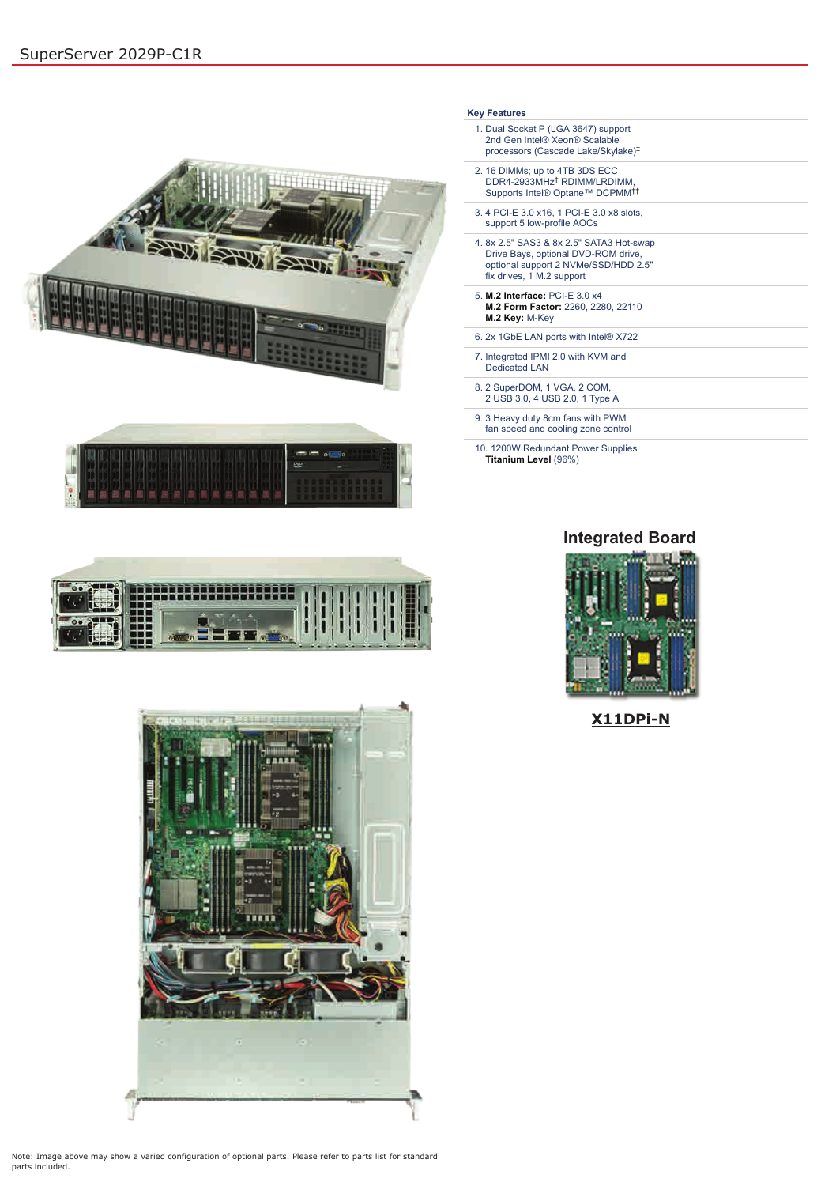# SuperServer 2029P-C1R

## Key Features

1. Dual Socket P (LGA 3647) support 2nd Gen Intel® Xeon® Scalable processors (Cascade Lake/Skylake)‡
2. 16 DIMMs; up to 4TB 3DS ECC DDR4-2933MHz† RDIMM/LRDIMM, Supports Intel® Optane™ DCPMM††
3. 4 PCI-E 3.0 x16, 1 PCI-E 3.0 x8 slots, support 5 low-profile AOCs
4. 8x 2.5" SAS3 & 8x 2.5" SATA3 Hot-swap Drive Bays, optional DVD-ROM drive, optional support 2 NVMe/SSD/HDD 2.5" fix drives, 1 M.2 support
5. **M.2 Interface:** PCI-E 3.0 x4
   **M.2 Form Factor:** 2260, 2280, 22110
   **M.2 Key:** M-Key
6. 2x 1GbE LAN ports with Intel® X722
7. Integrated IPMI 2.0 with KVM and Dedicated LAN
8. 2 SuperDOM, 1 VGA, 2 COM, 2 USB 3.0, 4 USB 2.0, 1 Type A
9. 3 Heavy duty 8cm fans with PWM fan speed and cooling zone control
10. 1200W Redundant Power Supplies **Titanium Level** (96%)

## Integrated Board

**X11DPi-N**

Note: Image above may show a varied configuration of optional parts. Please refer to parts list for standard parts included.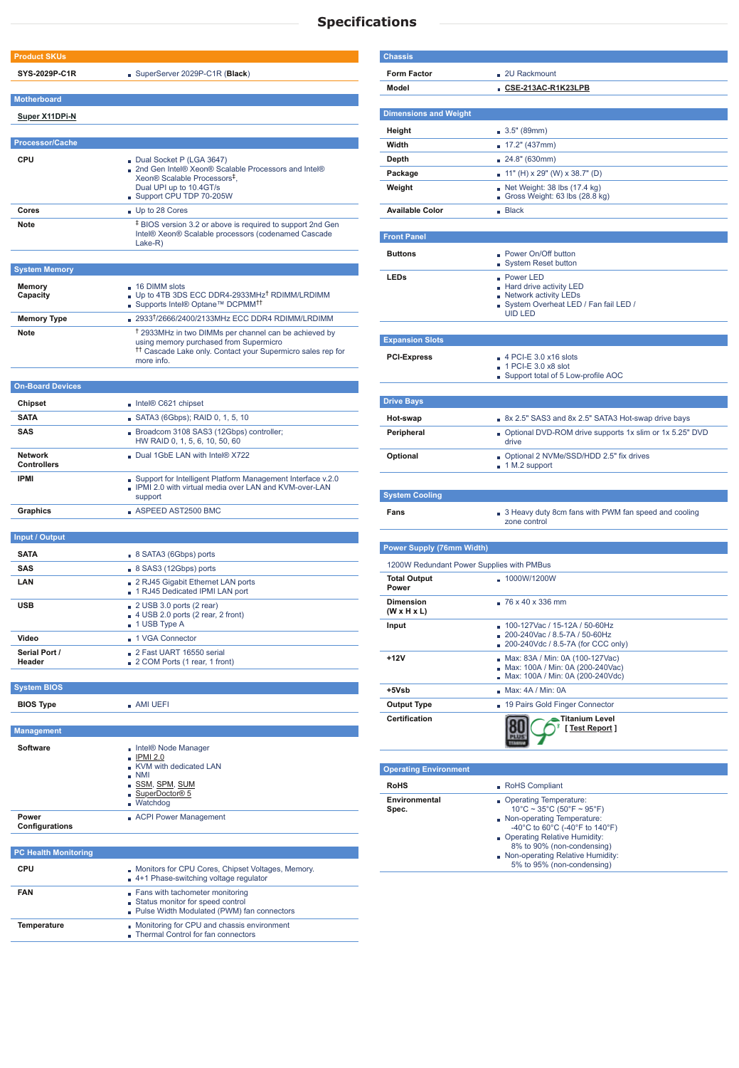# Specifications

## Product SKUs

| | |
|---|---|
| SYS-2029P-C1R | SuperServer 2029P-C1R (**Black**) |

## Motherboard

| |
|---|
| Super X11DPi-N |

## Processor/Cache

| | |
|---|---|
| CPU | Dual Socket P (LGA 3647)<br>2nd Gen Intel® Xeon® Scalable Processors and Intel® Xeon® Scalable Processors‡,<br>Dual UPI up to 10.4GT/s<br>Support CPU TDP 70-205W |
| Cores | Up to 28 Cores |
| Note | ‡ BIOS version 3.2 or above is required to support 2nd Gen Intel® Xeon® Scalable processors (codenamed Cascade Lake-R) |

## System Memory

| | |
|---|---|
| Memory Capacity | 16 DIMM slots<br>Up to 4TB 3DS ECC DDR4-2933MHz† RDIMM/LRDIMM<br>Supports Intel® Optane™ DCPMM†† |
| Memory Type | 2933†/2666/2400/2133MHz ECC DDR4 RDIMM/LRDIMM |
| Note | † 2933MHz in two DIMMs per channel can be achieved by using memory purchased from Supermicro<br>†† Cascade Lake only. Contact your Supermicro sales rep for more info. |

## On-Board Devices

| | |
|---|---|
| Chipset | Intel® C621 chipset |
| SATA | SATA3 (6Gbps); RAID 0, 1, 5, 10 |
| SAS | Broadcom 3108 SAS3 (12Gbps) controller;<br>HW RAID 0, 1, 5, 6, 10, 50, 60 |
| Network Controllers | Dual 1GbE LAN with Intel® X722 |
| IPMI | Support for Intelligent Platform Management Interface v.2.0<br>IPMI 2.0 with virtual media over LAN and KVM-over-LAN support |
| Graphics | ASPEED AST2500 BMC |

## Input / Output

| | |
|---|---|
| SATA | 8 SATA3 (6Gbps) ports |
| SAS | 8 SAS3 (12Gbps) ports |
| LAN | 2 RJ45 Gigabit Ethernet LAN ports<br>1 RJ45 Dedicated IPMI LAN port |
| USB | 2 USB 3.0 ports (2 rear)<br>4 USB 2.0 ports (2 rear, 2 front)<br>1 USB Type A |
| Video | 1 VGA Connector |
| Serial Port / Header | 2 Fast UART 16550 serial<br>2 COM Ports (1 rear, 1 front) |

## System BIOS

| | |
|---|---|
| BIOS Type | AMI UEFI |

## Management

| | |
|---|---|
| Software | Intel® Node Manager<br>IPMI 2.0<br>KVM with dedicated LAN<br>NMI<br>SSM, SPM, SUM<br>SuperDoctor® 5<br>Watchdog |
| Power Configurations | ACPI Power Management |

## PC Health Monitoring

| | |
|---|---|
| CPU | Monitors for CPU Cores, Chipset Voltages, Memory.<br>4+1 Phase-switching voltage regulator |
| FAN | Fans with tachometer monitoring<br>Status monitor for speed control<br>Pulse Width Modulated (PWM) fan connectors |
| Temperature | Monitoring for CPU and chassis environment<br>Thermal Control for fan connectors |

## Chassis

| | |
|---|---|
| Form Factor | 2U Rackmount |
| Model | CSE-213AC-R1K23LPB |

## Dimensions and Weight

| | |
|---|---|
| Height | 3.5" (89mm) |
| Width | 17.2" (437mm) |
| Depth | 24.8" (630mm) |
| Package | 11" (H) x 29" (W) x 38.7" (D) |
| Weight | Net Weight: 38 lbs (17.4 kg)<br>Gross Weight: 63 lbs (28.8 kg) |
| Available Color | Black |

## Front Panel

| | |
|---|---|
| Buttons | Power On/Off button<br>System Reset button |
| LEDs | Power LED<br>Hard drive activity LED<br>Network activity LEDs<br>System Overheat LED / Fan fail LED / UID LED |

## Expansion Slots

| | |
|---|---|
| PCI-Express | 4 PCI-E 3.0 x16 slots<br>1 PCI-E 3.0 x8 slot<br>Support total of 5 Low-profile AOC |

## Drive Bays

| | |
|---|---|
| Hot-swap | 8x 2.5" SAS3 and 8x 2.5" SATA3 Hot-swap drive bays |
| Peripheral | Optional DVD-ROM drive supports 1x slim or 1x 5.25" DVD drive |
| Optional | Optional 2 NVMe/SSD/HDD 2.5" fix drives<br>1 M.2 support |

## System Cooling

| | |
|---|---|
| Fans | 3 Heavy duty 8cm fans with PWM fan speed and cooling zone control |

## Power Supply (76mm Width)

1200W Redundant Power Supplies with PMBus

| | |
|---|---|
| Total Output Power | 1000W/1200W |
| Dimension (W x H x L) | 76 x 40 x 336 mm |
| Input | 100-127Vac / 15-12A / 50-60Hz<br>200-240Vac / 8.5-7A / 50-60Hz<br>200-240Vdc / 8.5-7A (for CCC only) |
| +12V | Max: 83A / Min: 0A (100-127Vac)<br>Max: 100A / Min: 0A (200-240Vac)<br>Max: 100A / Min: 0A (200-240Vdc) |
| +5Vsb | Max: 4A / Min: 0A |
| Output Type | 19 Pairs Gold Finger Connector |
| Certification | Titanium Level<br>[ Test Report ] |

## Operating Environment

| | |
|---|---|
| RoHS | RoHS Compliant |
| Environmental Spec. | Operating Temperature:<br>10°C ~ 35°C (50°F ~ 95°F)<br>Non-operating Temperature:<br>-40°C to 60°C (-40°F to 140°F)<br>Operating Relative Humidity:<br>8% to 90% (non-condensing)<br>Non-operating Relative Humidity:<br>5% to 95% (non-condensing) |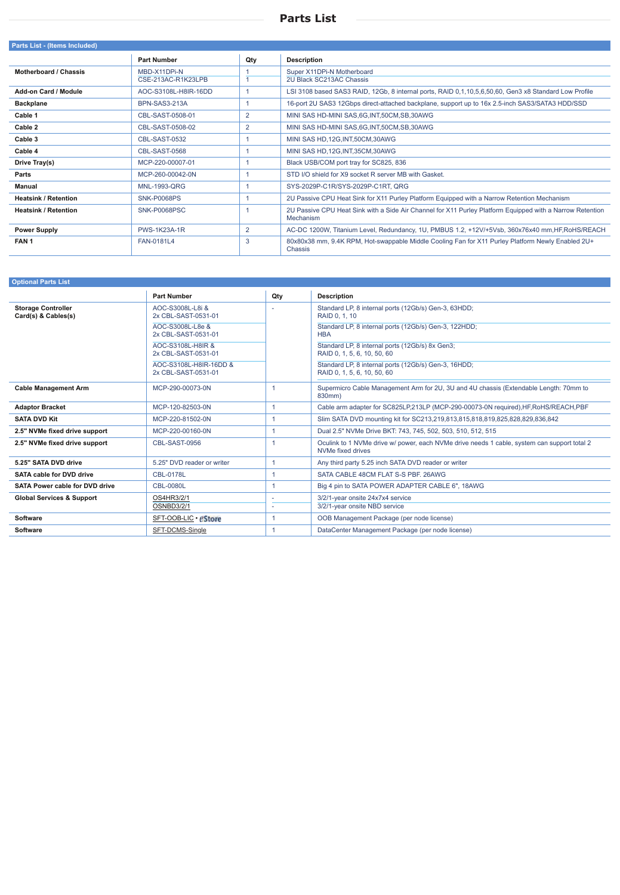# Parts List

## Parts List - (Items Included)

| | Part Number | Qty | Description |
|---|---|---|---|
| **Motherboard / Chassis** | MBD-X11DPi-N<br>CSE-213AC-R1K23LPB | 1<br>1 | Super X11DPi-N Motherboard<br>2U Black SC213AC Chassis |
| **Add-on Card / Module** | AOC-S3108L-H8IR-16DD | 1 | LSI 3108 based SAS3 RAID, 12Gb, 8 internal ports, RAID 0,1,10,5,6,50,60, Gen3 x8 Standard Low Profile |
| **Backplane** | BPN-SAS3-213A | 1 | 16-port 2U SAS3 12Gbps direct-attached backplane, support up to 16x 2.5-inch SAS3/SATA3 HDD/SSD |
| **Cable 1** | CBL-SAST-0508-01 | 2 | MINI SAS HD-MINI SAS,6G,INT,50CM,SB,30AWG |
| **Cable 2** | CBL-SAST-0508-02 | 2 | MINI SAS HD-MINI SAS,6G,INT,50CM,SB,30AWG |
| **Cable 3** | CBL-SAST-0532 | 1 | MINI SAS HD,12G,INT,50CM,30AWG |
| **Cable 4** | CBL-SAST-0568 | 1 | MINI SAS HD,12G,INT,35CM,30AWG |
| **Drive Tray(s)** | MCP-220-00007-01 | 1 | Black USB/COM port tray for SC825, 836 |
| **Parts** | MCP-260-00042-0N | 1 | STD I/O shield for X9 socket R server MB with Gasket. |
| **Manual** | MNL-1993-QRG | 1 | SYS-2029P-C1R/SYS-2029P-C1RT, QRG |
| **Heatsink / Retention** | SNK-P0068PS | 1 | 2U Passive CPU Heat Sink for X11 Purley Platform Equipped with a Narrow Retention Mechanism |
| **Heatsink / Retention** | SNK-P0068PSC | 1 | 2U Passive CPU Heat Sink with a Side Air Channel for X11 Purley Platform Equipped with a Narrow Retention Mechanism |
| **Power Supply** | PWS-1K23A-1R | 2 | AC-DC 1200W, Titanium Level, Redundancy, 1U, PMBUS 1.2, +12V/+5Vsb, 360x76x40 mm,HF,RoHS/REACH |
| **FAN 1** | FAN-0181L4 | 3 | 80x80x38 mm, 9.4K RPM, Hot-swappable Middle Cooling Fan for X11 Purley Platform Newly Enabled 2U+ Chassis |

## Optional Parts List

| | Part Number | Qty | Description |
|---|---|---|---|
| **Storage Controller Card(s) & Cables(s)** | AOC-S3008L-L8i &<br>2x CBL-SAST-0531-01 | - | Standard LP, 8 internal ports (12Gb/s) Gen-3, 63HDD;<br>RAID 0, 1, 10 |
| | AOC-S3008L-L8e &<br>2x CBL-SAST-0531-01 | | Standard LP, 8 internal ports (12Gb/s) Gen-3, 122HDD;<br>HBA |
| | AOC-S3108L-H8IR &<br>2x CBL-SAST-0531-01 | | Standard LP, 8 internal ports (12Gb/s) 8x Gen3;<br>RAID 0, 1, 5, 6, 10, 50, 60 |
| | AOC-S3108L-H8IR-16DD &<br>2x CBL-SAST-0531-01 | | Standard LP, 8 internal ports (12Gb/s) Gen-3, 16HDD;<br>RAID 0, 1, 5, 6, 10, 50, 60 |
| **Cable Management Arm** | MCP-290-00073-0N | 1 | Supermicro Cable Management Arm for 2U, 3U and 4U chassis (Extendable Length: 70mm to 830mm) |
| **Adaptor Bracket** | MCP-120-82503-0N | 1 | Cable arm adapter for SC825LP,213LP (MCP-290-00073-0N required),HF,RoHS/REACH,PBF |
| **SATA DVD Kit** | MCP-220-81502-0N | 1 | Slim SATA DVD mounting kit for SC213,219,813,815,818,819,825,828,829,836,842 |
| **2.5" NVMe fixed drive support** | MCP-220-00160-0N | 1 | Dual 2.5" NVMe Drive BKT: 743, 745, 502, 503, 510, 512, 515 |
| **2.5" NVMe fixed drive support** | CBL-SAST-0956 | 1 | Oculink to 1 NVMe drive w/ power, each NVMe drive needs 1 cable, system can support total 2 NVMe fixed drives |
| **5.25" SATA DVD drive** | 5.25" DVD reader or writer | 1 | Any third party 5.25 inch SATA DVD reader or writer |
| **SATA cable for DVD drive** | CBL-0178L | 1 | SATA CABLE 48CM FLAT S-S PBF. 26AWG |
| **SATA Power cable for DVD drive** | CBL-0080L | 1 | Big 4 pin to SATA POWER ADAPTER CABLE 6", 18AWG |
| **Global Services & Support** | OS4HR3/2/1<br>OSNBD3/2/1 | -<br>- | 3/2/1-year onsite 24x7x4 service<br>3/2/1-year onsite NBD service |
| **Software** | SFT-OOB-LIC • eStore | 1 | OOB Management Package (per node license) |
| **Software** | SFT-DCMS-Single | 1 | DataCenter Management Package (per node license) |